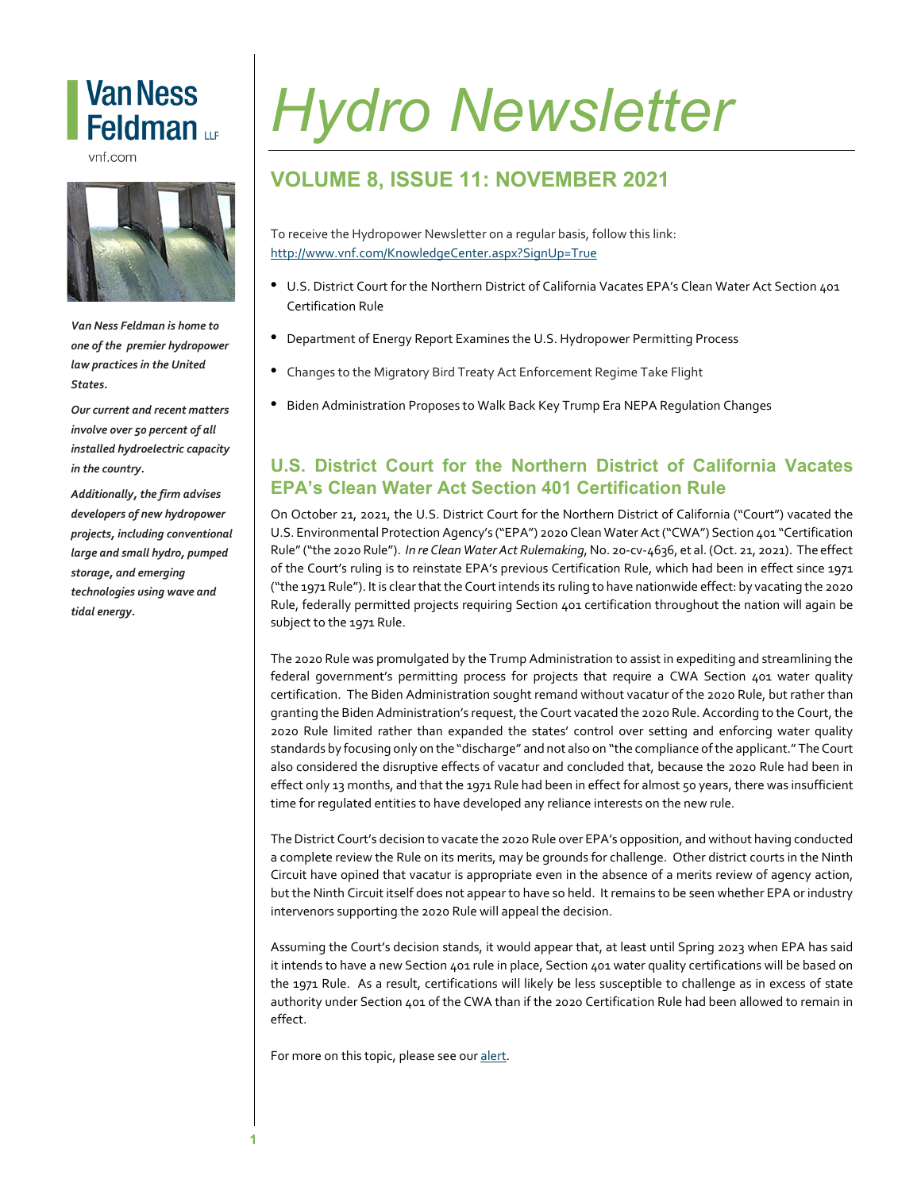Van Ness Feldman LLP

vnf.com

*Van Ness Feldman is home to one of the premier hydropower law practices in the United States.*

*Our current and recent matters involve over 50 percent of all installed hydroelectric capacity in the country.*

*Additionally, the firm advises developers of new hydropower projects, including conventional large and small hydro, pumped storage, and emerging technologies using wave and tidal energy.*

# Hydro Newsletter

## VOLUME 8, ISSUE 11: NOVEMBER 2021

To receive the Hydropower Newsletter on a regular basis, follow this link: http://www.vnf.com/KnowledgeCenter.aspx?SignUp=True

- U.S. District Court for the Northern District of California Vacates EPA's Clean Water Act Section 401 Certification Rule
- Department of Energy Report Examines the U.S. Hydropower Permitting Process
- Changes to the Migratory Bird Treaty Act Enforcement Regime Take Flight
- Biden Administration Proposes to Walk Back Key Trump Era NEPA Regulation Changes

## U.S. District Court for the Northern District of California Vacates EPA's Clean Water Act Section 401 Certification Rule

On October 21, 2021, the U.S. District Court for the Northern District of California ("Court") vacated the U.S. Environmental Protection Agency's ("EPA") 2020 Clean Water Act ("CWA") Section 401 "Certification Rule" ("the 2020 Rule"). *In re Clean Water Act Rulemaking*, No. 20-cv-4636, et al. (Oct. 21, 2021). The effect of the Court's ruling is to reinstate EPA's previous Certification Rule, which had been in effect since 1971 ("the 1971 Rule"). It is clear that the Court intends its ruling to have nationwide effect: by vacating the 2020 Rule, federally permitted projects requiring Section 401 certification throughout the nation will again be subject to the 1971 Rule.

The 2020 Rule was promulgated by the Trump Administration to assist in expediting and streamlining the federal government's permitting process for projects that require a CWA Section 401 water quality certification. The Biden Administration sought remand without vacatur of the 2020 Rule, but rather than granting the Biden Administration's request, the Court vacated the 2020 Rule. According to the Court, the 2020 Rule limited rather than expanded the states' control over setting and enforcing water quality standards by focusing only on the "discharge" and not also on "the compliance of the applicant." The Court also considered the disruptive effects of vacatur and concluded that, because the 2020 Rule had been in effect only 13 months, and that the 1971 Rule had been in effect for almost 50 years, there was insufficient time for regulated entities to have developed any reliance interests on the new rule.

The District Court's decision to vacate the 2020 Rule over EPA's opposition, and without having conducted a complete review the Rule on its merits, may be grounds for challenge. Other district courts in the Ninth Circuit have opined that vacatur is appropriate even in the absence of a merits review of agency action, but the Ninth Circuit itself does not appear to have so held. It remains to be seen whether EPA or industry intervenors supporting the 2020 Rule will appeal the decision.

Assuming the Court's decision stands, it would appear that, at least until Spring 2023 when EPA has said it intends to have a new Section 401 rule in place, Section 401 water quality certifications will be based on the 1971 Rule. As a result, certifications will likely be less susceptible to challenge as in excess of state authority under Section 401 of the CWA than if the 2020 Certification Rule had been allowed to remain in effect.

For more on this topic, please see our alert.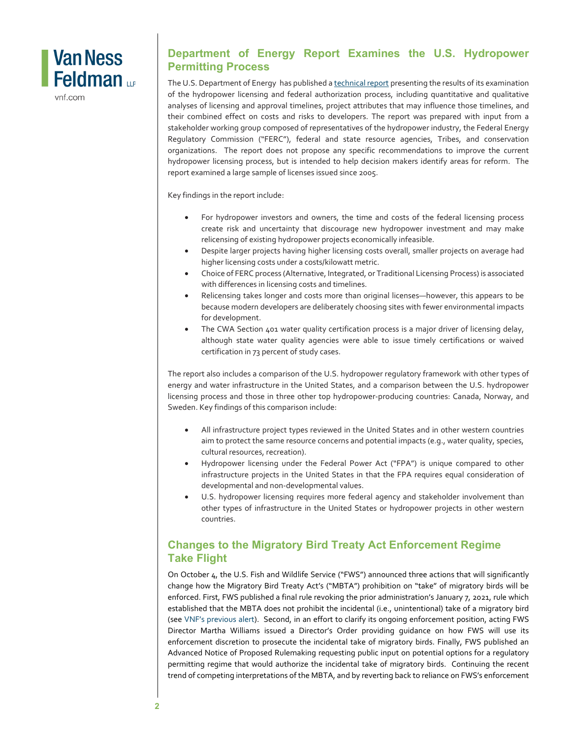## Department of Energy Report Examines the U.S. Hydropower Permitting Process

The U.S. Department of Energy has published a technical report presenting the results of its examination of the hydropower licensing and federal authorization process, including quantitative and qualitative analyses of licensing and approval timelines, project attributes that may influence those timelines, and their combined effect on costs and risks to developers. The report was prepared with input from a stakeholder working group composed of representatives of the hydropower industry, the Federal Energy Regulatory Commission ("FERC"), federal and state resource agencies, Tribes, and conservation organizations. The report does not propose any specific recommendations to improve the current hydropower licensing process, but is intended to help decision makers identify areas for reform. The report examined a large sample of licenses issued since 2005.

Key findings in the report include:

- For hydropower investors and owners, the time and costs of the federal licensing process create risk and uncertainty that discourage new hydropower investment and may make relicensing of existing hydropower projects economically infeasible.
- Despite larger projects having higher licensing costs overall, smaller projects on average had higher licensing costs under a costs/kilowatt metric.
- Choice of FERC process (Alternative, Integrated, or Traditional Licensing Process) is associated with differences in licensing costs and timelines.
- Relicensing takes longer and costs more than original licenses—however, this appears to be because modern developers are deliberately choosing sites with fewer environmental impacts for development.
- The CWA Section 401 water quality certification process is a major driver of licensing delay, although state water quality agencies were able to issue timely certifications or waived certification in 73 percent of study cases.

The report also includes a comparison of the U.S. hydropower regulatory framework with other types of energy and water infrastructure in the United States, and a comparison between the U.S. hydropower licensing process and those in three other top hydropower-producing countries: Canada, Norway, and Sweden. Key findings of this comparison include:

- All infrastructure project types reviewed in the United States and in other western countries aim to protect the same resource concerns and potential impacts (e.g., water quality, species, cultural resources, recreation).
- Hydropower licensing under the Federal Power Act ("FPA") is unique compared to other infrastructure projects in the United States in that the FPA requires equal consideration of developmental and non-developmental values.
- U.S. hydropower licensing requires more federal agency and stakeholder involvement than other types of infrastructure in the United States or hydropower projects in other western countries.

## Changes to the Migratory Bird Treaty Act Enforcement Regime Take Flight

On October 4, the U.S. Fish and Wildlife Service ("FWS") announced three actions that will significantly change how the Migratory Bird Treaty Act's ("MBTA") prohibition on "take" of migratory birds will be enforced. First, FWS published a final rule revoking the prior administration's January 7, 2021, rule which established that the MBTA does not prohibit the incidental (i.e., unintentional) take of a migratory bird (see VNF's previous alert). Second, in an effort to clarify its ongoing enforcement position, acting FWS Director Martha Williams issued a Director's Order providing guidance on how FWS will use its enforcement discretion to prosecute the incidental take of migratory birds. Finally, FWS published an Advanced Notice of Proposed Rulemaking requesting public input on potential options for a regulatory permitting regime that would authorize the incidental take of migratory birds. Continuing the recent trend of competing interpretations of the MBTA, and by reverting back to reliance on FWS's enforcement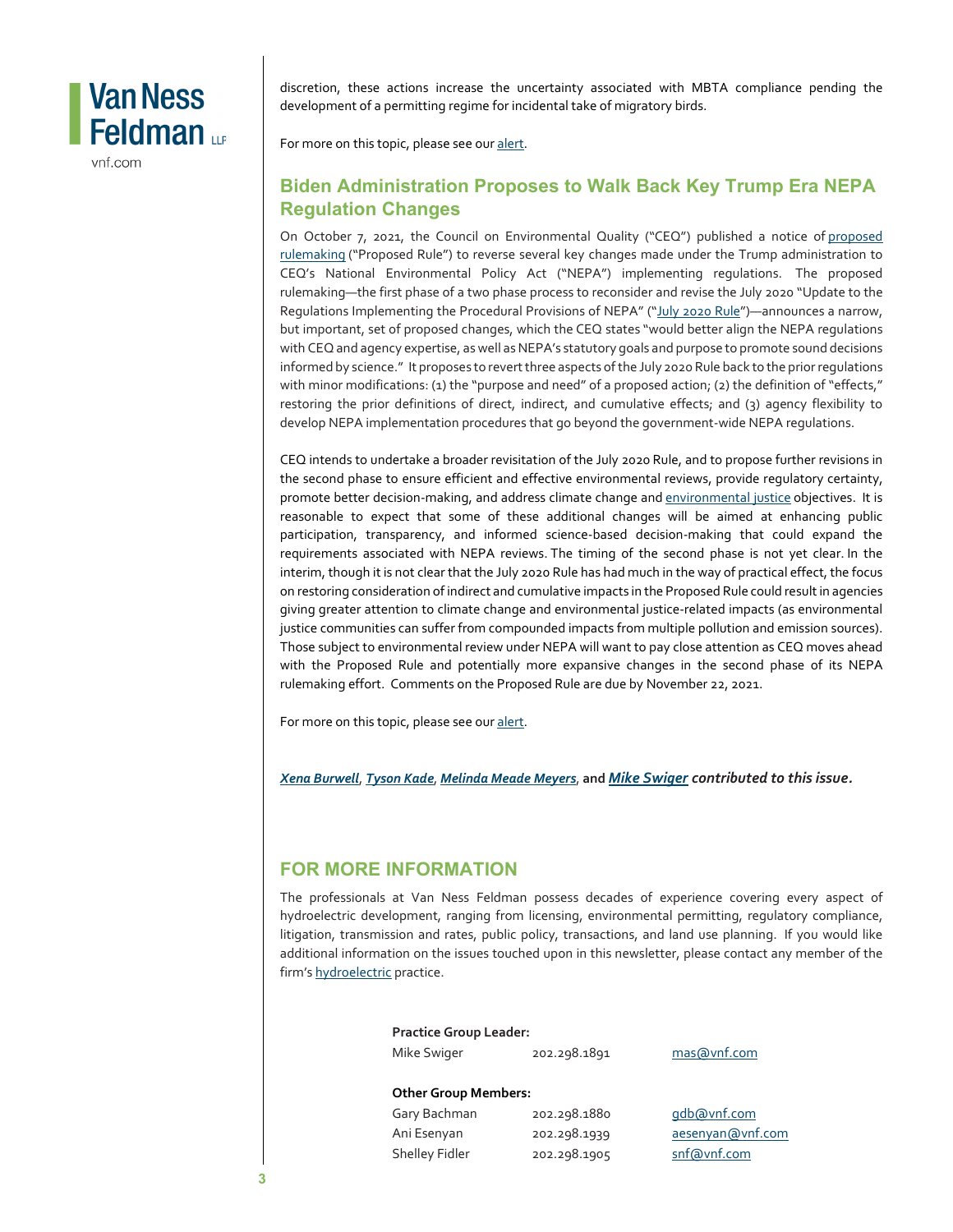discretion, these actions increase the uncertainty associated with MBTA compliance pending the development of a permitting regime for incidental take of migratory birds.

For more on this topic, please see our alert.

## Biden Administration Proposes to Walk Back Key Trump Era NEPA Regulation Changes

On October 7, 2021, the Council on Environmental Quality ("CEQ") published a notice of proposed rulemaking ("Proposed Rule") to reverse several key changes made under the Trump administration to CEQ's National Environmental Policy Act ("NEPA") implementing regulations. The proposed rulemaking—the first phase of a two phase process to reconsider and revise the July 2020 "Update to the Regulations Implementing the Procedural Provisions of NEPA" ("July 2020 Rule")—announces a narrow, but important, set of proposed changes, which the CEQ states "would better align the NEPA regulations with CEQ and agency expertise, as well as NEPA's statutory goals and purpose to promote sound decisions informed by science." It proposes to revert three aspects of the July 2020 Rule back to the prior regulations with minor modifications: (1) the "purpose and need" of a proposed action; (2) the definition of "effects," restoring the prior definitions of direct, indirect, and cumulative effects; and (3) agency flexibility to develop NEPA implementation procedures that go beyond the government-wide NEPA regulations.

CEQ intends to undertake a broader revisitation of the July 2020 Rule, and to propose further revisions in the second phase to ensure efficient and effective environmental reviews, provide regulatory certainty, promote better decision-making, and address climate change and environmental justice objectives. It is reasonable to expect that some of these additional changes will be aimed at enhancing public participation, transparency, and informed science-based decision-making that could expand the requirements associated with NEPA reviews. The timing of the second phase is not yet clear. In the interim, though it is not clear that the July 2020 Rule has had much in the way of practical effect, the focus on restoring consideration of indirect and cumulative impacts in the Proposed Rule could result in agencies giving greater attention to climate change and environmental justice-related impacts (as environmental justice communities can suffer from compounded impacts from multiple pollution and emission sources). Those subject to environmental review under NEPA will want to pay close attention as CEQ moves ahead with the Proposed Rule and potentially more expansive changes in the second phase of its NEPA rulemaking effort. Comments on the Proposed Rule are due by November 22, 2021.

For more on this topic, please see our alert.

***Xena Burwell*, *Tyson Kade*, *Melinda Meade Meyers*, and *Mike Swiger* contributed to this issue.**

## FOR MORE INFORMATION

The professionals at Van Ness Feldman possess decades of experience covering every aspect of hydroelectric development, ranging from licensing, environmental permitting, regulatory compliance, litigation, transmission and rates, public policy, transactions, and land use planning. If you would like additional information on the issues touched upon in this newsletter, please contact any member of the firm's hydroelectric practice.

**Practice Group Leader:**

| | | |
|---|---|---|
| Mike Swiger | 202.298.1891 | mas@vnf.com |

**Other Group Members:**

| | | |
|---|---|---|
| Gary Bachman | 202.298.1880 | gdb@vnf.com |
| Ani Esenyan | 202.298.1939 | aesenyan@vnf.com |
| Shelley Fidler | 202.298.1905 | snf@vnf.com |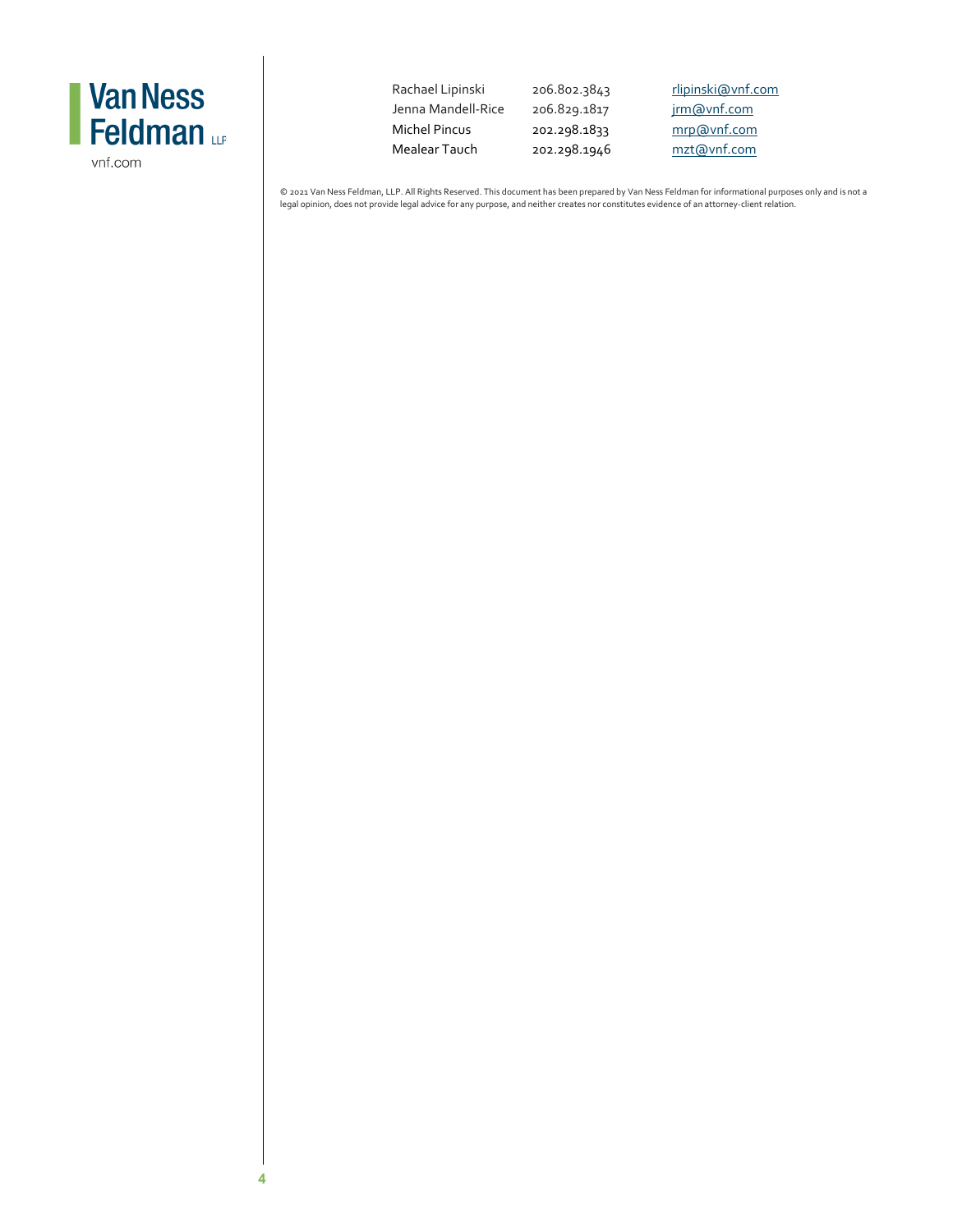| | | |
|---|---|---|
| Rachael Lipinski | 206.802.3843 | rlipinski@vnf.com |
| Jenna Mandell-Rice | 206.829.1817 | jrm@vnf.com |
| Michel Pincus | 202.298.1833 | mrp@vnf.com |
| Mealear Tauch | 202.298.1946 | mzt@vnf.com |

© 2021 Van Ness Feldman, LLP. All Rights Reserved. This document has been prepared by Van Ness Feldman for informational purposes only and is not a legal opinion, does not provide legal advice for any purpose, and neither creates nor constitutes evidence of an attorney-client relation.